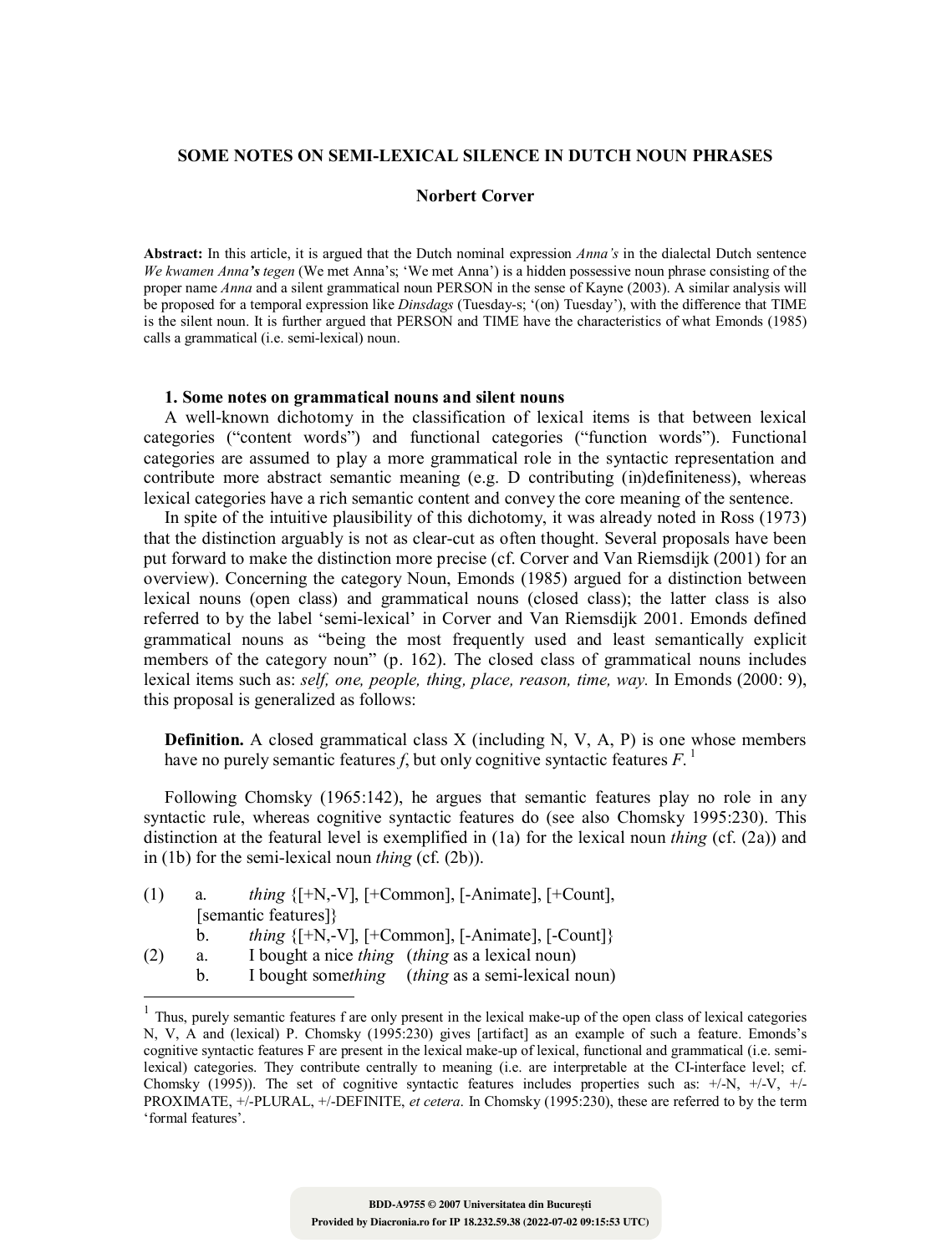# SOME NOTES ON SEMI-LEXICAL SILENCE IN DUTCH NOUN PHRASES

**Norbert Corver**

**Abstract:** In this article, it is argued that the Dutch nominal expression *Anna's* in the dialectal Dutch sentence *We kwamen Anna**'s** tegen* (We met Anna's; 'We met Anna') is a hidden possessive noun phrase consisting of the proper name *Anna* and a silent grammatical noun PERSON in the sense of Kayne (2003). A similar analysis will be proposed for a temporal expression like *Dinsdags* (Tuesday-s; '(on) Tuesday'), with the difference that TIME is the silent noun. It is further argued that PERSON and TIME have the characteristics of what Emonds (1985) calls a grammatical (i.e. semi-lexical) noun.

## 1. Some notes on grammatical nouns and silent nouns

A well-known dichotomy in the classification of lexical items is that between lexical categories ("content words") and functional categories ("function words"). Functional categories are assumed to play a more grammatical role in the syntactic representation and contribute more abstract semantic meaning (e.g. D contributing (in)definiteness), whereas lexical categories have a rich semantic content and convey the core meaning of the sentence.

In spite of the intuitive plausibility of this dichotomy, it was already noted in Ross (1973) that the distinction arguably is not as clear-cut as often thought. Several proposals have been put forward to make the distinction more precise (cf. Corver and Van Riemsdijk (2001) for an overview). Concerning the category Noun, Emonds (1985) argued for a distinction between lexical nouns (open class) and grammatical nouns (closed class); the latter class is also referred to by the label 'semi-lexical' in Corver and Van Riemsdijk 2001. Emonds defined grammatical nouns as "being the most frequently used and least semantically explicit members of the category noun" (p. 162). The closed class of grammatical nouns includes lexical items such as: *self, one, people, thing, place, reason, time, way.* In Emonds (2000: 9), this proposal is generalized as follows:

> **Definition.** A closed grammatical class X (including N, V, A, P) is one whose members have no purely semantic features *f*, but only cognitive syntactic features *F*.[1]

Following Chomsky (1965:142), he argues that semantic features play no role in any syntactic rule, whereas cognitive syntactic features do (see also Chomsky 1995:230). This distinction at the featural level is exemplified in (1a) for the lexical noun *thing* (cf. (2a)) and in (1b) for the semi-lexical noun *thing* (cf. (2b)).

(1) a. *thing* {[+N,-V], [+Common], [-Animate], [+Count], [semantic features]}
&nbsp;&nbsp;&nbsp;&nbsp;b. *thing* {[+N,-V], [+Common], [-Animate], [-Count]}

(2) a. I bought a nice *thing* (*thing* as a lexical noun)
&nbsp;&nbsp;&nbsp;&nbsp;b. I bought some*thing* (*thing* as a semi-lexical noun)

---

[1] Thus, purely semantic features f are only present in the lexical make-up of the open class of lexical categories N, V, A and (lexical) P. Chomsky (1995:230) gives [artifact] as an example of such a feature. Emonds's cognitive syntactic features F are present in the lexical make-up of lexical, functional and grammatical (i.e. semi-lexical) categories. They contribute centrally to meaning (i.e. are interpretable at the CI-interface level; cf. Chomsky (1995)). The set of cognitive syntactic features includes properties such as: +/-N, +/-V, +/-PROXIMATE, +/-PLURAL, +/-DEFINITE, *et cetera*. In Chomsky (1995:230), these are referred to by the term 'formal features'.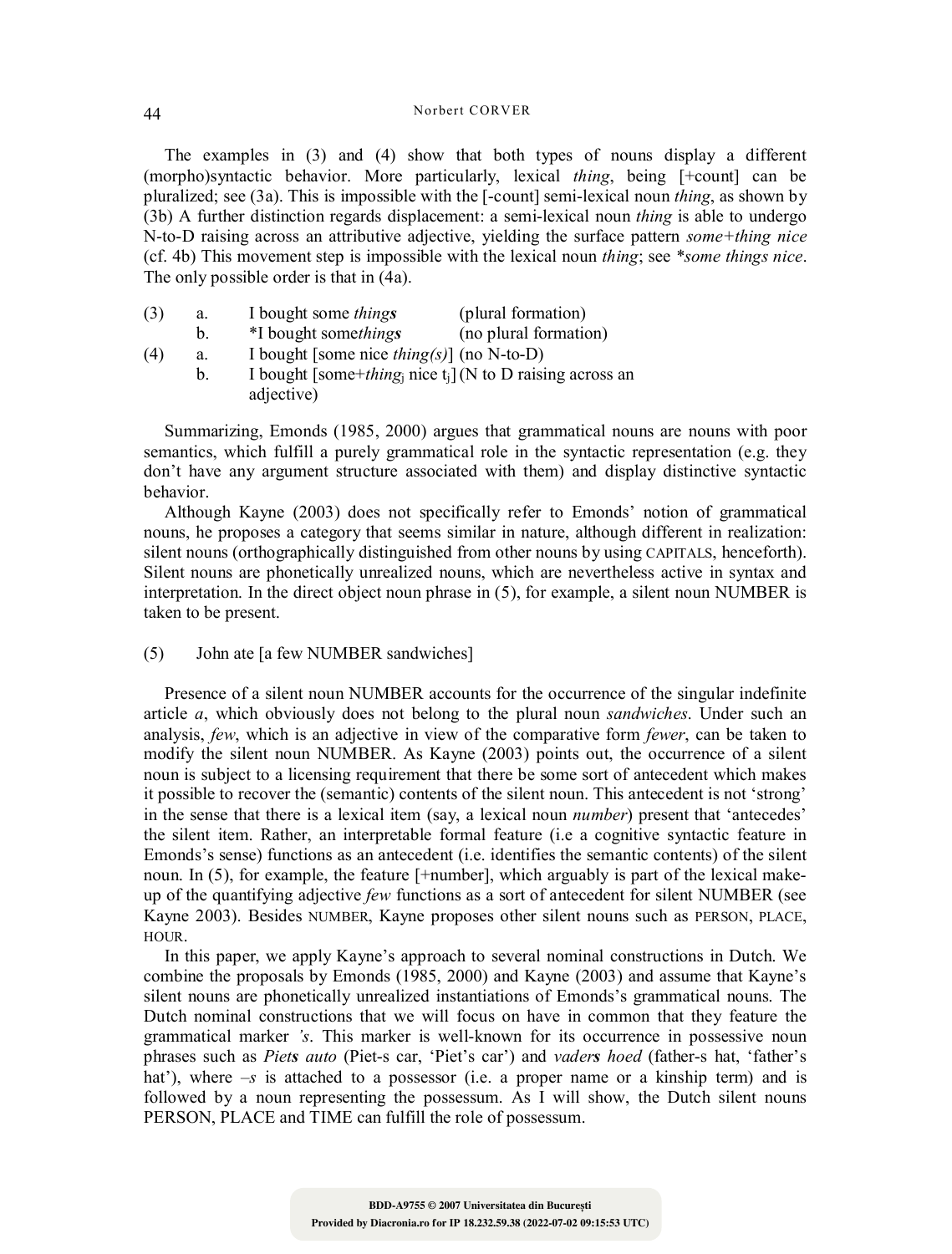The examples in (3) and (4) show that both types of nouns display a different (morpho)syntactic behavior. More particularly, lexical *thing*, being [+count] can be pluralized; see (3a). This is impossible with the [-count] semi-lexical noun *thing*, as shown by (3b) A further distinction regards displacement: a semi-lexical noun *thing* is able to undergo N-to-D raising across an attributive adjective, yielding the surface pattern *some+thing nice* (cf. 4b) This movement step is impossible with the lexical noun *thing*; see *\*some things nice*. The only possible order is that in (4a).

(3) a. I bought some *thing**s*** (plural formation)
 b. *I bought some*thing**s*** (no plural formation)

(4) a. I bought [some nice *thing(s)*] (no N-to-D)
 b. I bought [some+*thing*$_j$ nice t$_j$] (N to D raising across an adjective)

Summarizing, Emonds (1985, 2000) argues that grammatical nouns are nouns with poor semantics, which fulfill a purely grammatical role in the syntactic representation (e.g. they don't have any argument structure associated with them) and display distinctive syntactic behavior.

Although Kayne (2003) does not specifically refer to Emonds' notion of grammatical nouns, he proposes a category that seems similar in nature, although different in realization: silent nouns (orthographically distinguished from other nouns by using CAPITALS, henceforth). Silent nouns are phonetically unrealized nouns, which are nevertheless active in syntax and interpretation. In the direct object noun phrase in (5), for example, a silent noun NUMBER is taken to be present.

(5) John ate [a few NUMBER sandwiches]

Presence of a silent noun NUMBER accounts for the occurrence of the singular indefinite article *a*, which obviously does not belong to the plural noun *sandwiches*. Under such an analysis, *few*, which is an adjective in view of the comparative form *fewer*, can be taken to modify the silent noun NUMBER. As Kayne (2003) points out, the occurrence of a silent noun is subject to a licensing requirement that there be some sort of antecedent which makes it possible to recover the (semantic) contents of the silent noun. This antecedent is not 'strong' in the sense that there is a lexical item (say, a lexical noun *number*) present that 'antecedes' the silent item. Rather, an interpretable formal feature (i.e a cognitive syntactic feature in Emonds's sense) functions as an antecedent (i.e. identifies the semantic contents) of the silent noun. In (5), for example, the feature [+number], which arguably is part of the lexical make-up of the quantifying adjective *few* functions as a sort of antecedent for silent NUMBER (see Kayne 2003). Besides NUMBER, Kayne proposes other silent nouns such as PERSON, PLACE, HOUR.

In this paper, we apply Kayne's approach to several nominal constructions in Dutch. We combine the proposals by Emonds (1985, 2000) and Kayne (2003) and assume that Kayne's silent nouns are phonetically unrealized instantiations of Emonds's grammatical nouns. The Dutch nominal constructions that we will focus on have in common that they feature the grammatical marker *'s*. This marker is well-known for its occurrence in possessive noun phrases such as *Piet**s** auto* (Piet-s car, 'Piet's car') and *vader**s** hoed* (father-s hat, 'father's hat'), where *–s* is attached to a possessor (i.e. a proper name or a kinship term) and is followed by a noun representing the possessum. As I will show, the Dutch silent nouns PERSON, PLACE and TIME can fulfill the role of possessum.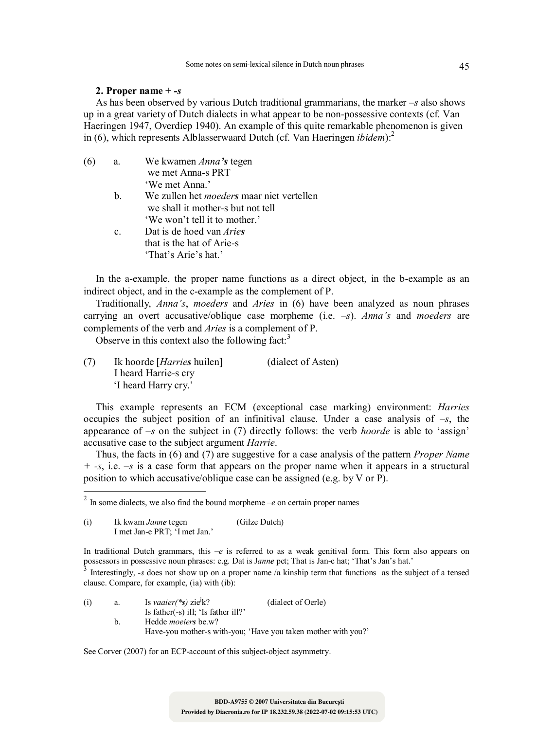## 2. Proper name + *-s*

As has been observed by various Dutch traditional grammarians, the marker *–s* also shows up in a great variety of Dutch dialects in what appear to be non-possessive contexts (cf. Van Haeringen 1947, Overdiep 1940). An example of this quite remarkable phenomenon is given in (6), which represents Alblasserwaard Dutch (cf. Van Haeringen *ibidem*):[2]

(6) a. We kwamen *Anna**'s*** tegen
we met Anna-s PRT
'We met Anna.'

b. We zullen het *moeder**s*** maar niet vertellen
we shall it mother-s but not tell
'We won't tell it to mother.'

c. Dat is de hoed van *Arie**s***
that is the hat of Arie-s
'That's Arie's hat.'

In the a-example, the proper name functions as a direct object, in the b-example as an indirect object, and in the c-example as the complement of P.

Traditionally, *Anna's*, *moeders* and *Aries* in (6) have been analyzed as noun phrases carrying an overt accusative/oblique case morpheme (i.e. *–s*). *Anna's* and *moeders* are complements of the verb and *Aries* is a complement of P.

Observe in this context also the following fact:[3]

(7) Ik hoorde [*Harrie**s*** huilen] (dialect of Asten)
I heard Harrie-s cry
'I heard Harry cry.'

This example represents an ECM (exceptional case marking) environment: *Harries* occupies the subject position of an infinitival clause. Under a case analysis of *–s*, the appearance of *–s* on the subject in (7) directly follows: the verb *hoorde* is able to 'assign' accusative case to the subject argument *Harrie*.

Thus, the facts in (6) and (7) are suggestive for a case analysis of the pattern *Proper Name + -s*, i.e. *–s* is a case form that appears on the proper name when it appears in a structural position to which accusative/oblique case can be assigned (e.g. by V or P).

---

[2] In some dialects, we also find the bound morpheme *–e* on certain proper names

(i) Ik kwam *Jann**e*** tegen (Gilze Dutch)
I met Jan-e PRT; 'I met Jan.'

In traditional Dutch grammars, this *–e* is referred to as a weak genitival form. This form also appears on possessors in possessive noun phrases: e.g. Dat is J*ann**e*** pet; That is Jan-e hat; 'That's Jan's hat.'

[3] Interestingly, *-s* does not show up on a proper name /a kinship term that functions as the subject of a tensed clause. Compare, for example, (ia) with (ib):

(i) a. Is *vaaier(\*s)* zie$^{j}$k? (dialect of Oerle)
Is father(-s) ill; 'Is father ill?'

b. Hedde *moeier**s*** be.w?
Have-you mother-s with-you; 'Have you taken mother with you?'

See Corver (2007) for an ECP-account of this subject-object asymmetry.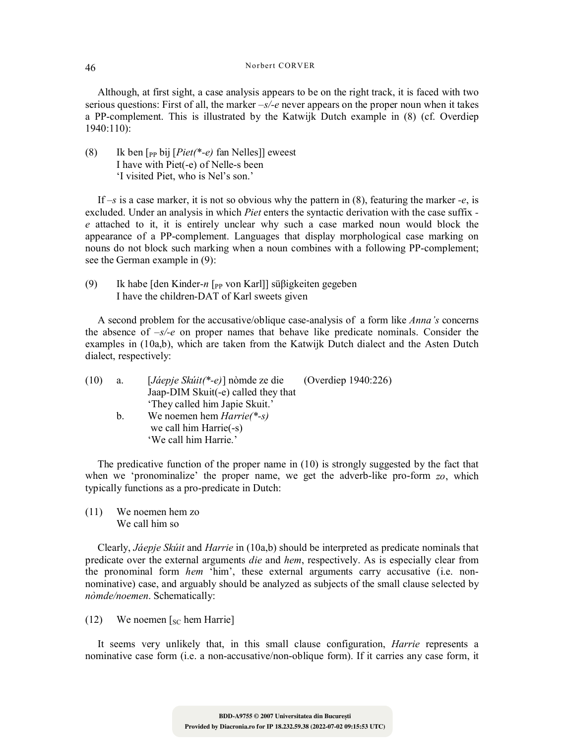Although, at first sight, a case analysis appears to be on the right track, it is faced with two serious questions: First of all, the marker *–s/-e* never appears on the proper noun when it takes a PP-complement. This is illustrated by the Katwijk Dutch example in (8) (cf. Overdiep 1940:110):

(8) Ik ben [$_{PP}$ bij [*Piet(*-e)* fan Nelles]] eweest
I have with Piet(-e) of Nelle-s been
'I visited Piet, who is Nel's son.'

If *–s* is a case marker, it is not so obvious why the pattern in (8), featuring the marker *-e*, is excluded. Under an analysis in which *Piet* enters the syntactic derivation with the case suffix *-e* attached to it, it is entirely unclear why such a case marked noun would block the appearance of a PP-complement. Languages that display morphological case marking on nouns do not block such marking when a noun combines with a following PP-complement; see the German example in (9):

(9) Ik habe [den Kinder-*n* [$_{PP}$ von Karl]] süβigkeiten gegeben
I have the children-DAT of Karl sweets given

A second problem for the accusative/oblique case-analysis of a form like *Anna's* concerns the absence of *–s/-e* on proper names that behave like predicate nominals. Consider the examples in (10a,b), which are taken from the Katwijk Dutch dialect and the Asten Dutch dialect, respectively:

(10) a. [*Jáepje Skúit(*-e)*] nòmde ze die (Overdiep 1940:226)
Jaap-DIM Skuit(-e) called they that
'They called him Japie Skuit.'
b. We noemen hem *Harrie(*-s)*
we call him Harrie(-s)
'We call him Harrie.'

The predicative function of the proper name in (10) is strongly suggested by the fact that when we 'pronominalize' the proper name, we get the adverb-like pro-form *zo*, which typically functions as a pro-predicate in Dutch:

(11) We noemen hem zo
We call him so

Clearly, *Jáepje Skúit* and *Harrie* in (10a,b) should be interpreted as predicate nominals that predicate over the external arguments *die* and *hem*, respectively. As is especially clear from the pronominal form *hem* 'him', these external arguments carry accusative (i.e. non-nominative) case, and arguably should be analyzed as subjects of the small clause selected by *nòmde/noemen*. Schematically:

(12) We noemen [$_{SC}$ hem Harrie]

It seems very unlikely that, in this small clause configuration, *Harrie* represents a nominative case form (i.e. a non-accusative/non-oblique form). If it carries any case form, it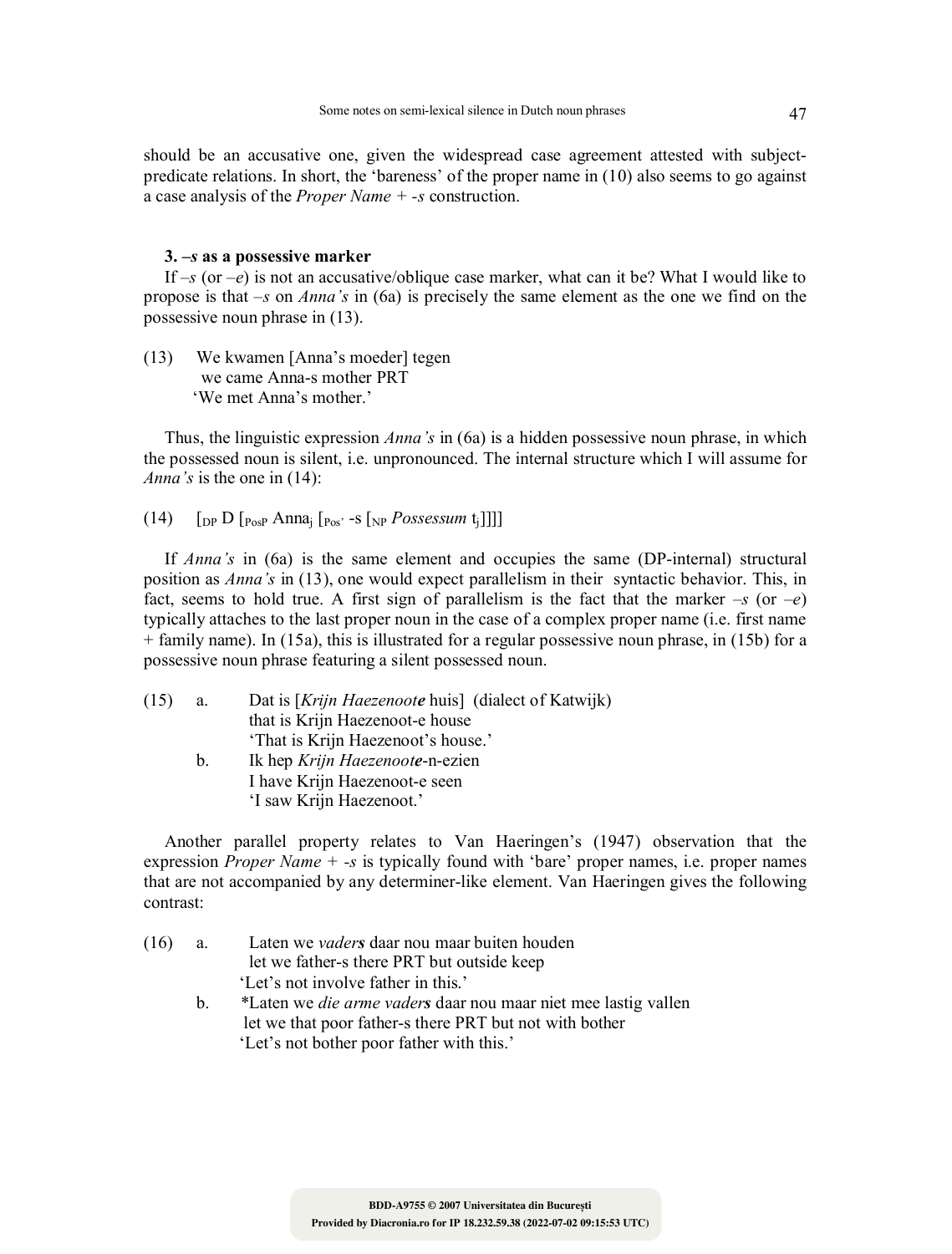should be an accusative one, given the widespread case agreement attested with subject-predicate relations. In short, the 'bareness' of the proper name in (10) also seems to go against a case analysis of the *Proper Name + -s* construction.

### 3. *–s* as a possessive marker

If *–s* (or *–e*) is not an accusative/oblique case marker, what can it be? What I would like to propose is that *–s* on *Anna's* in (6a) is precisely the same element as the one we find on the possessive noun phrase in (13).

(13) We kwamen [Anna's moeder] tegen
we came Anna-s mother PRT
'We met Anna's mother.'

Thus, the linguistic expression *Anna's* in (6a) is a hidden possessive noun phrase, in which the possessed noun is silent, i.e. unpronounced. The internal structure which I will assume for *Anna's* is the one in (14):

(14) [$_{DP}$ D [$_{PosP}$ Anna$_j$ [$_{Pos'}$ -s [$_{NP}$ *Possessum* t$_j$]]]]

If *Anna's* in (6a) is the same element and occupies the same (DP-internal) structural position as *Anna's* in (13), one would expect parallelism in their syntactic behavior. This, in fact, seems to hold true. A first sign of parallelism is the fact that the marker *–s* (or *–e*) typically attaches to the last proper noun in the case of a complex proper name (i.e. first name + family name). In (15a), this is illustrated for a regular possessive noun phrase, in (15b) for a possessive noun phrase featuring a silent possessed noun.

(15) a. Dat is [*Krijn Haezenoot**e*** huis] (dialect of Katwijk)
that is Krijn Haezenoot-e house
'That is Krijn Haezenoot's house.'
b. Ik hep *Krijn Haezenoot**e***-n-ezien
I have Krijn Haezenoot-e seen
'I saw Krijn Haezenoot.'

Another parallel property relates to Van Haeringen's (1947) observation that the expression *Proper Name + -s* is typically found with 'bare' proper names, i.e. proper names that are not accompanied by any determiner-like element. Van Haeringen gives the following contrast:

(16) a. Laten we *vader**s*** daar nou maar buiten houden
let we father-s there PRT but outside keep
'Let's not involve father in this.'
b. *Laten we *die arme vader**s*** daar nou maar niet mee lastig vallen
let we that poor father-s there PRT but not with bother
'Let's not bother poor father with this.'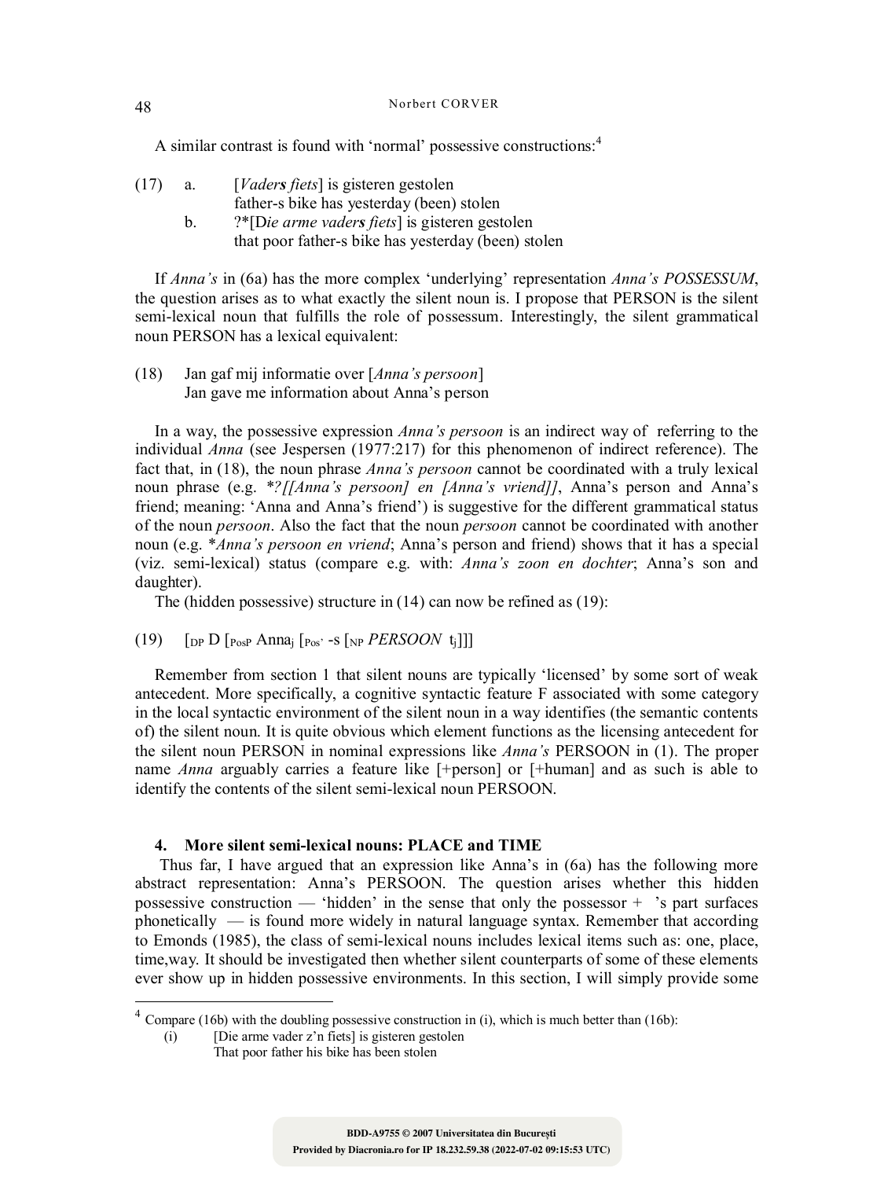A similar contrast is found with 'normal' possessive constructions:[4]

(17) a. [*Vader**s** fiets*] is gisteren gestolen
father-s bike has yesterday (been) stolen
b. ?*[D*ie arme vader**s** fiets*] is gisteren gestolen
that poor father-s bike has yesterday (been) stolen

If *Anna's* in (6a) has the more complex 'underlying' representation *Anna's POSSESSUM*, the question arises as to what exactly the silent noun is. I propose that PERSON is the silent semi-lexical noun that fulfills the role of possessum. Interestingly, the silent grammatical noun PERSON has a lexical equivalent:

(18) Jan gaf mij informatie over [*Anna's persoon*]
Jan gave me information about Anna's person

In a way, the possessive expression *Anna's persoon* is an indirect way of referring to the individual *Anna* (see Jespersen (1977:217) for this phenomenon of indirect reference). The fact that, in (18), the noun phrase *Anna's persoon* cannot be coordinated with a truly lexical noun phrase (e.g. **?[[Anna's persoon] en [Anna's vriend]]*, Anna's person and Anna's friend; meaning: 'Anna and Anna's friend') is suggestive for the different grammatical status of the noun *persoon*. Also the fact that the noun *persoon* cannot be coordinated with another noun (e.g. **Anna's persoon en vriend*; Anna's person and friend) shows that it has a special (viz. semi-lexical) status (compare e.g. with: *Anna's zoon en dochter*; Anna's son and daughter).

The (hidden possessive) structure in (14) can now be refined as (19):

(19) $[_{DP}$ D $[_{PosP}$ Anna$_j$ $[_{Pos'}$ -s $[_{NP}$ *PERSOON* $t_j]]]]$

Remember from section 1 that silent nouns are typically 'licensed' by some sort of weak antecedent. More specifically, a cognitive syntactic feature F associated with some category in the local syntactic environment of the silent noun in a way identifies (the semantic contents of) the silent noun. It is quite obvious which element functions as the licensing antecedent for the silent noun PERSON in nominal expressions like *Anna's* PERSOON in (1). The proper name *Anna* arguably carries a feature like [+person] or [+human] and as such is able to identify the contents of the silent semi-lexical noun PERSOON.

## 4. More silent semi-lexical nouns: PLACE and TIME

Thus far, I have argued that an expression like Anna's in (6a) has the following more abstract representation: Anna's PERSOON. The question arises whether this hidden possessive construction — 'hidden' in the sense that only the possessor + 's part surfaces phonetically — is found more widely in natural language syntax. Remember that according to Emonds (1985), the class of semi-lexical nouns includes lexical items such as: one, place, time,way. It should be investigated then whether silent counterparts of some of these elements ever show up in hidden possessive environments. In this section, I will simply provide some

[4] Compare (16b) with the doubling possessive construction in (i), which is much better than (16b):
(i) [Die arme vader z'n fiets] is gisteren gestolen
That poor father his bike has been stolen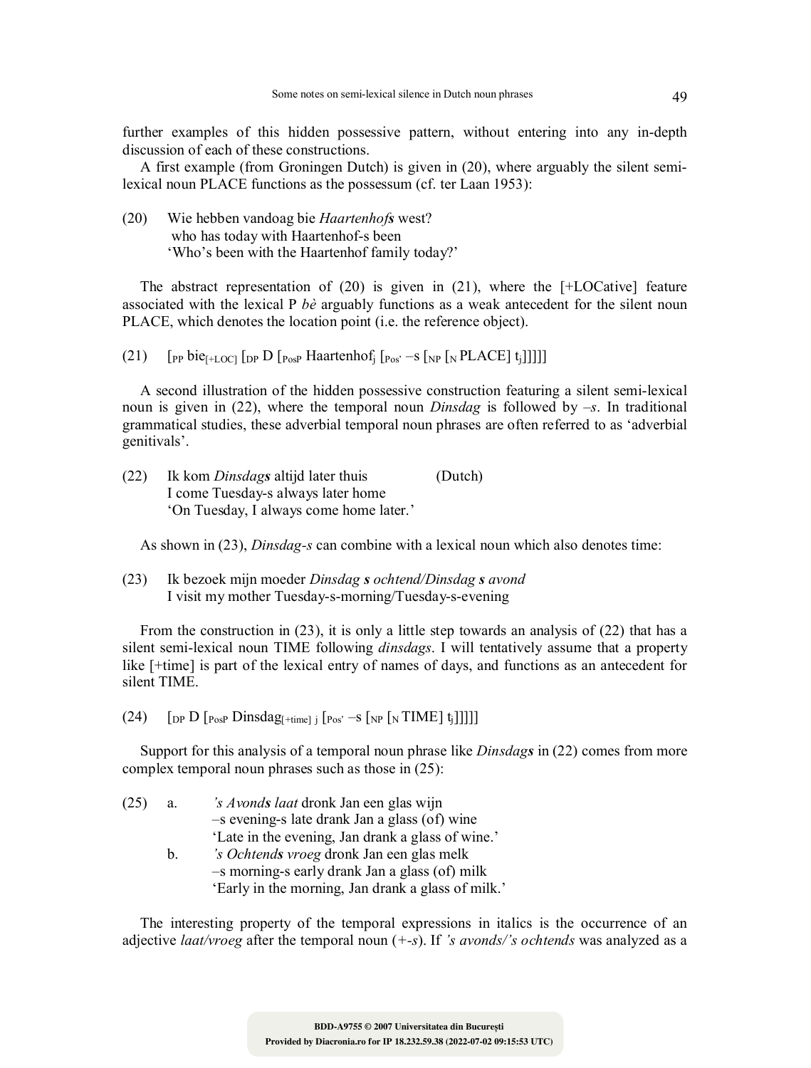further examples of this hidden possessive pattern, without entering into any in-depth discussion of each of these constructions.

A first example (from Groningen Dutch) is given in (20), where arguably the silent semi-lexical noun PLACE functions as the possessum (cf. ter Laan 1953):

(20) Wie hebben vandoag bie *Haartenhof***s** west?
 who has today with Haartenhof-s been
 'Who's been with the Haartenhof family today?'

The abstract representation of (20) is given in (21), where the [+LOCative] feature associated with the lexical P *bè* arguably functions as a weak antecedent for the silent noun PLACE, which denotes the location point (i.e. the reference object).

(21) [$_{PP}$ bie$_{[+LOC]}$ [$_{DP}$ D [$_{PosP}$ Haartenhof$_j$ [$_{Pos'}$ –s [$_{NP}$ [$_N$ PLACE] t$_j$]]]]]

A second illustration of the hidden possessive construction featuring a silent semi-lexical noun is given in (22), where the temporal noun *Dinsdag* is followed by *–s*. In traditional grammatical studies, these adverbial temporal noun phrases are often referred to as 'adverbial genitivals'.

(22) Ik kom *Dinsdag***s** altijd later thuis (Dutch)
 I come Tuesday-s always later home
 'On Tuesday, I always come home later.'

As shown in (23), *Dinsdag-s* can combine with a lexical noun which also denotes time:

(23) Ik bezoek mijn moeder *Dinsdag* ***s*** *ochtend/Dinsdag* ***s*** *avond*
 I visit my mother Tuesday-s-morning/Tuesday-s-evening

From the construction in (23), it is only a little step towards an analysis of (22) that has a silent semi-lexical noun TIME following *dinsdags*. I will tentatively assume that a property like [+time] is part of the lexical entry of names of days, and functions as an antecedent for silent TIME.

(24) [$_{DP}$ D [$_{PosP}$ Dinsdag$_{[+time]\ j}$ [$_{Pos'}$ –s [$_{NP}$ [$_N$ TIME] t$_j$]]]]]

Support for this analysis of a temporal noun phrase like *Dinsdag***s** in (22) comes from more complex temporal noun phrases such as those in (25):

(25) a. *'s Avond***s** *laat* dronk Jan een glas wijn
 –s evening-s late drank Jan a glass (of) wine
 'Late in the evening, Jan drank a glass of wine.'
 b. *'s Ochtend***s** *vroeg* dronk Jan een glas melk
 –s morning-s early drank Jan a glass (of) milk
 'Early in the morning, Jan drank a glass of milk.'

The interesting property of the temporal expressions in italics is the occurrence of an adjective *laat/vroeg* after the temporal noun (+*-s*). If *'s avonds/'s ochtends* was analyzed as a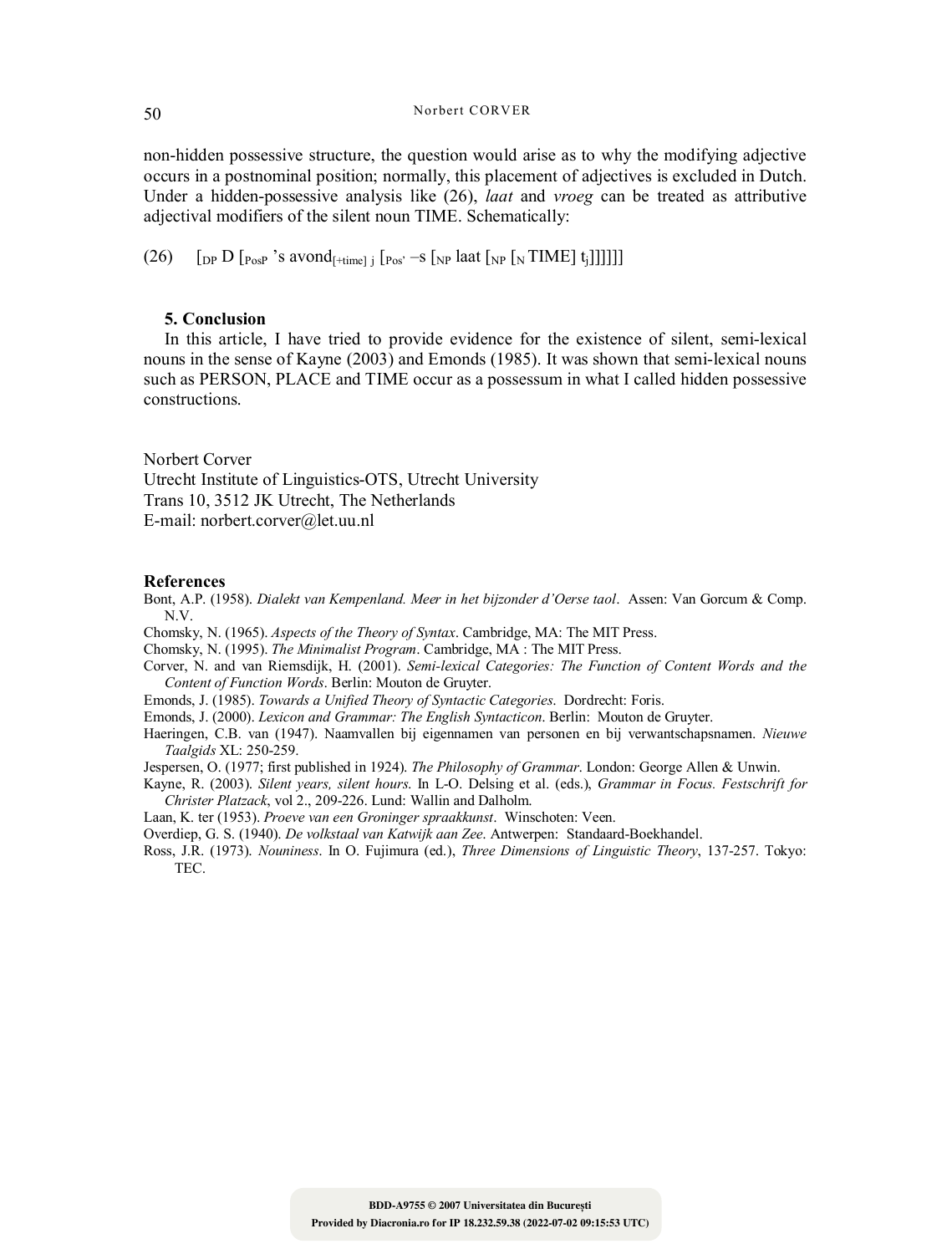non-hidden possessive structure, the question would arise as to why the modifying adjective occurs in a postnominal position; normally, this placement of adjectives is excluded in Dutch. Under a hidden-possessive analysis like (26), *laat* and *vroeg* can be treated as attributive adjectival modifiers of the silent noun TIME. Schematically:

(26) $[_{DP}$ D $[_{PosP}$ 's avond$_{[+time]\ j}$ $[_{Pos'}$ –s $[_{NP}$ laat $[_{NP}$ $[_{N}$ TIME$]$ $t_j]]]]]]$

### 5. Conclusion

In this article, I have tried to provide evidence for the existence of silent, semi-lexical nouns in the sense of Kayne (2003) and Emonds (1985). It was shown that semi-lexical nouns such as PERSON, PLACE and TIME occur as a possessum in what I called hidden possessive constructions.

Norbert Corver
Utrecht Institute of Linguistics-OTS, Utrecht University
Trans 10, 3512 JK Utrecht, The Netherlands
E-mail: norbert.corver@let.uu.nl

### References

Bont, A.P. (1958). *Dialekt van Kempenland. Meer in het bijzonder d'Oerse taol*. Assen: Van Gorcum & Comp. N.V.

Chomsky, N. (1965). *Aspects of the Theory of Syntax*. Cambridge, MA: The MIT Press.

Chomsky, N. (1995). *The Minimalist Program*. Cambridge, MA : The MIT Press.

Corver, N. and van Riemsdijk, H. (2001). *Semi-lexical Categories: The Function of Content Words and the Content of Function Words*. Berlin: Mouton de Gruyter.

Emonds, J. (1985). *Towards a Unified Theory of Syntactic Categories*. Dordrecht: Foris.

Emonds, J. (2000). *Lexicon and Grammar: The English Syntacticon*. Berlin: Mouton de Gruyter.

Haeringen, C.B. van (1947). Naamvallen bij eigennamen van personen en bij verwantschapsnamen. *Nieuwe Taalgids* XL: 250-259.

Jespersen, O. (1977; first published in 1924). *The Philosophy of Grammar*. London: George Allen & Unwin.

Kayne, R. (2003). *Silent years, silent hours*. In L-O. Delsing et al. (eds.), *Grammar in Focus. Festschrift for Christer Platzack*, vol 2., 209-226. Lund: Wallin and Dalholm.

Laan, K. ter (1953). *Proeve van een Groninger spraakkunst*. Winschoten: Veen.

Overdiep, G. S. (1940). *De volkstaal van Katwijk aan Zee*. Antwerpen: Standaard-Boekhandel.

Ross, J.R. (1973). *Nouniness*. In O. Fujimura (ed.), *Three Dimensions of Linguistic Theory*, 137-257. Tokyo: TEC.